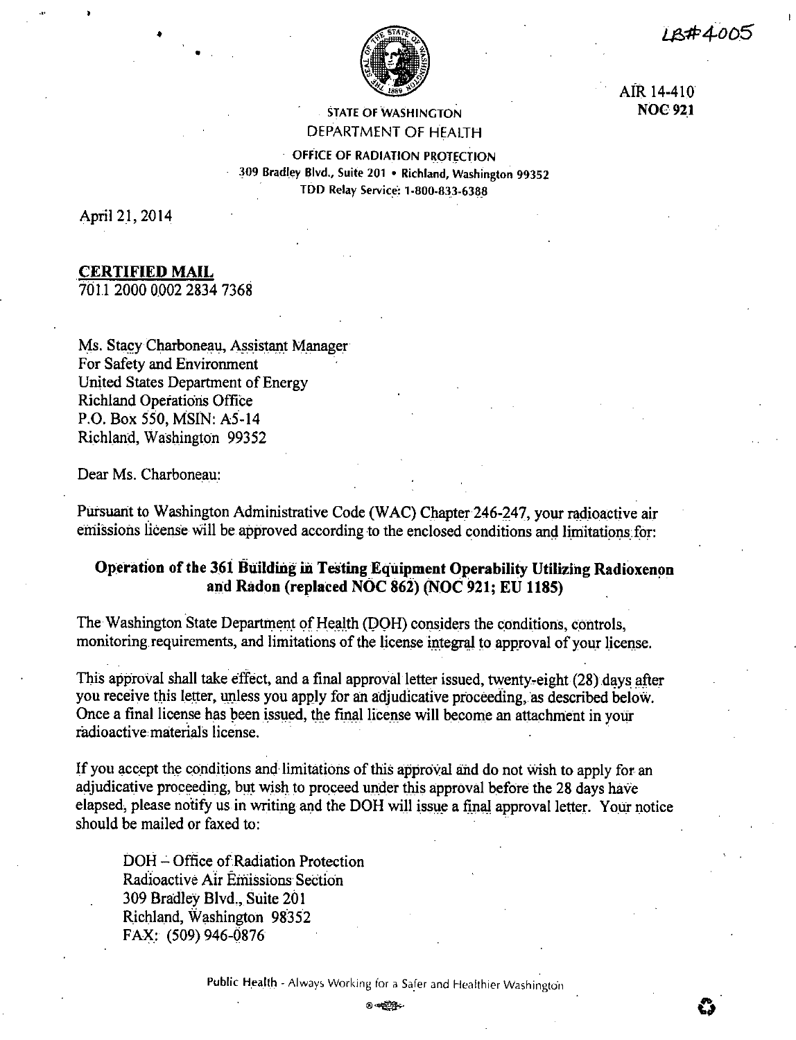LB#4005

AIR 14-410
**NOC 921**

STATE OF WASHINGTON
DEPARTMENT OF HEALTH
OFFICE OF RADIATION PROTECTION
309 Bradley Blvd., Suite 201 • Richland, Washington 99352
TDD Relay Service: 1-800-833-6388

April 21, 2014

**CERTIFIED MAIL**
7011 2000 0002 2834 7368

Ms. Stacy Charboneau, Assistant Manager
For Safety and Environment
United States Department of Energy
Richland Operations Office
P.O. Box 550, MSIN: A5-14
Richland, Washington 99352

Dear Ms. Charboneau:

Pursuant to Washington Administrative Code (WAC) Chapter 246-247, your radioactive air emissions license will be approved according to the enclosed conditions and limitations for:

**Operation of the 361 Building in Testing Equipment Operability Utilizing Radioxenon and Radon (replaced NOC 862) (NOC 921; EU 1185)**

The Washington State Department of Health (DOH) considers the conditions, controls, monitoring requirements, and limitations of the license integral to approval of your license.

This approval shall take effect, and a final approval letter issued, twenty-eight (28) days after you receive this letter, unless you apply for an adjudicative proceeding, as described below. Once a final license has been issued, the final license will become an attachment in your radioactive materials license.

If you accept the conditions and limitations of this approval and do not wish to apply for an adjudicative proceeding, but wish to proceed under this approval before the 28 days have elapsed, please notify us in writing and the DOH will issue a final approval letter. Your notice should be mailed or faxed to:

DOH – Office of Radiation Protection
Radioactive Air Emissions Section
309 Bradley Blvd., Suite 201
Richland, Washington 98352
FAX: (509) 946-0876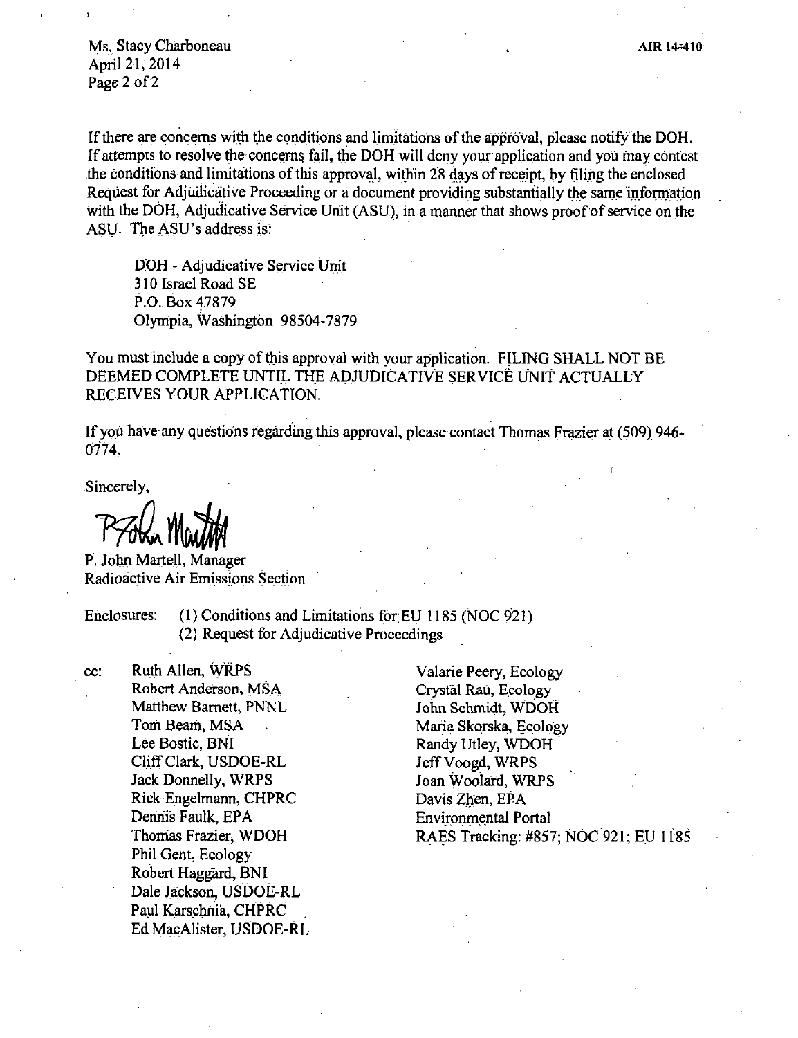If there are concerns with the conditions and limitations of the approval, please notify the DOH. If attempts to resolve the concerns fail, the DOH will deny your application and you may contest the conditions and limitations of this approval, within 28 days of receipt, by filing the enclosed Request for Adjudicative Proceeding or a document providing substantially the same information with the DOH, Adjudicative Service Unit (ASU), in a manner that shows proof of service on the ASU. The ASU's address is:

DOH - Adjudicative Service Unit
310 Israel Road SE
P.O. Box 47879
Olympia, Washington 98504-7879

You must include a copy of this approval with your application. FILING SHALL NOT BE DEEMED COMPLETE UNTIL THE ADJUDICATIVE SERVICE UNIT ACTUALLY RECEIVES YOUR APPLICATION.

If you have any questions regarding this approval, please contact Thomas Frazier at (509) 946-0774.

Sincerely,

P. John Martell, Manager
Radioactive Air Emissions Section

Enclosures:
(1) Conditions and Limitations for EU 1185 (NOC 921)
(2) Request for Adjudicative Proceedings

cc:
Ruth Allen, WRPS
Robert Anderson, MSA
Matthew Barnett, PNNL
Tom Beam, MSA
Lee Bostic, BNI
Cliff Clark, USDOE-RL
Jack Donnelly, WRPS
Rick Engelmann, CHPRC
Dennis Faulk, EPA
Thomas Frazier, WDOH
Phil Gent, Ecology
Robert Haggard, BNI
Dale Jackson, USDOE-RL
Paul Karschnia, CHPRC
Ed MacAlister, USDOE-RL
Valarie Peery, Ecology
Crystal Rau, Ecology
John Schmidt, WDOH
Maria Skorska, Ecology
Randy Utley, WDOH
Jeff Voogd, WRPS
Joan Woolard, WRPS
Davis Zhen, EPA
Environmental Portal
RAES Tracking: #857; NOC 921; EU 1185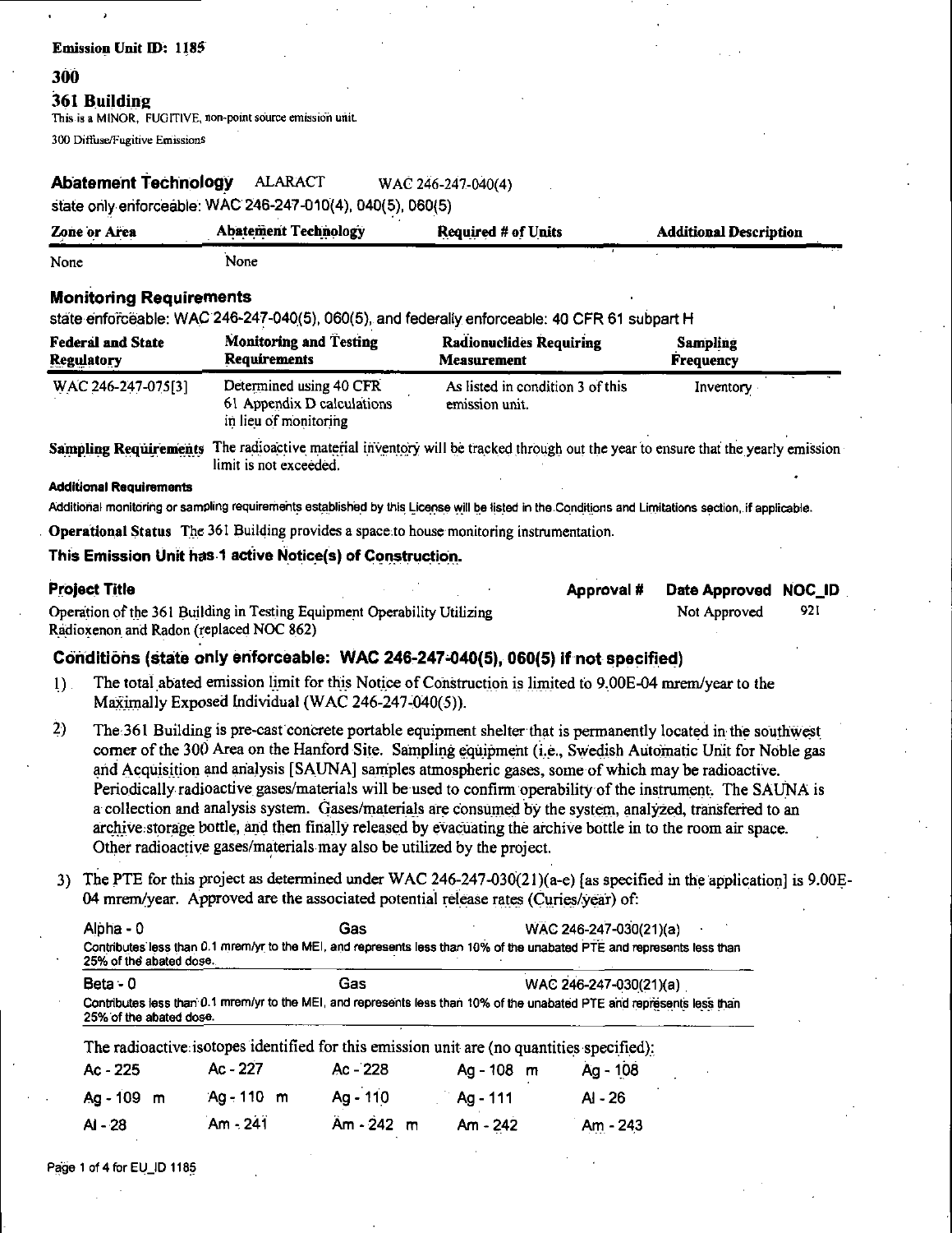**Emission Unit ID: 1185**

## 300

### 361 Building

This is a MINOR, FUGITIVE, non-point source emission unit.

300 Diffuse/Fugitive Emissions

### Abatement Technology ALARACT WAC 246-247-040(4)

state only enforceable: WAC 246-247-010(4), 040(5), 060(5)

| Zone or Area | Abatement Technology | Required # of Units | Additional Description |
|---|---|---|---|
| None | None | | |

### Monitoring Requirements

state enforceable: WAC 246-247-040(5), 060(5), and federally enforceable: 40 CFR 61 subpart H

| Federal and State Regulatory | Monitoring and Testing Requirements | Radionuclides Requiring Measurement | Sampling Frequency |
|---|---|---|---|
| WAC 246-247-075[3] | Determined using 40 CFR 61 Appendix D calculations in lieu of monitoring | As listed in condition 3 of this emission unit. | Inventory |

**Sampling Requirements** The radioactive material inventory will be tracked through out the year to ensure that the yearly emission limit is not exceeded.

**Additional Requirements**

Additional monitoring or sampling requirements established by this License will be listed in the Conditions and Limitations section, if applicable.

**Operational Status** The 361 Building provides a space to house monitoring instrumentation.

**This Emission Unit has 1 active Notice(s) of Construction.**

| Project Title | Approval # | Date Approved | NOC_ID |
|---|---|---|---|
| Operation of the 361 Building in Testing Equipment Operability Utilizing Radioxenon and Radon (replaced NOC 862) | | Not Approved | 921 |

### Conditions (state only enforceable: WAC 246-247-040(5), 060(5) if not specified)

1) The total abated emission limit for this Notice of Construction is limited to 9.00E-04 mrem/year to the Maximally Exposed Individual (WAC 246-247-040(5)).

2) The 361 Building is pre-cast concrete portable equipment shelter that is permanently located in the southwest corner of the 300 Area on the Hanford Site. Sampling equipment (i.e., Swedish Automatic Unit for Noble gas and Acquisition and analysis [SAUNA] samples atmospheric gases, some of which may be radioactive. Periodically radioactive gases/materials will be used to confirm operability of the instrument. The SAUNA is a collection and analysis system. Gases/materials are consumed by the system, analyzed, transferred to an archive storage bottle, and then finally released by evacuating the archive bottle in to the room air space. Other radioactive gases/materials may also be utilized by the project.

3) The PTE for this project as determined under WAC 246-247-030(21)(a-e) [as specified in the application] is 9.00E-04 mrem/year. Approved are the associated potential release rates (Curies/year) of:

Alpha - 0 Gas WAC 246-247-030(21)(a)

Contributes less than 0.1 mrem/yr to the MEI, and represents less than 10% of the unabated PTE and represents less than 25% of the abated dose.

Beta - 0 Gas WAC 246-247-030(21)(a)

Contributes less than 0.1 mrem/yr to the MEI, and represents less than 10% of the unabated PTE and represents less than 25% of the abated dose.

The radioactive isotopes identified for this emission unit are (no quantities specified):

| | | | | |
|---|---|---|---|---|
| Ac - 225 | Ac - 227 | Ac - 228 | Ag - 108 m | Ag - 108 |
| Ag - 109 m | Ag - 110 m | Ag - 110 | Ag - 111 | Al - 26 |
| Al - 28 | Am - 241 | Am - 242 m | Am - 242 | Am - 243 |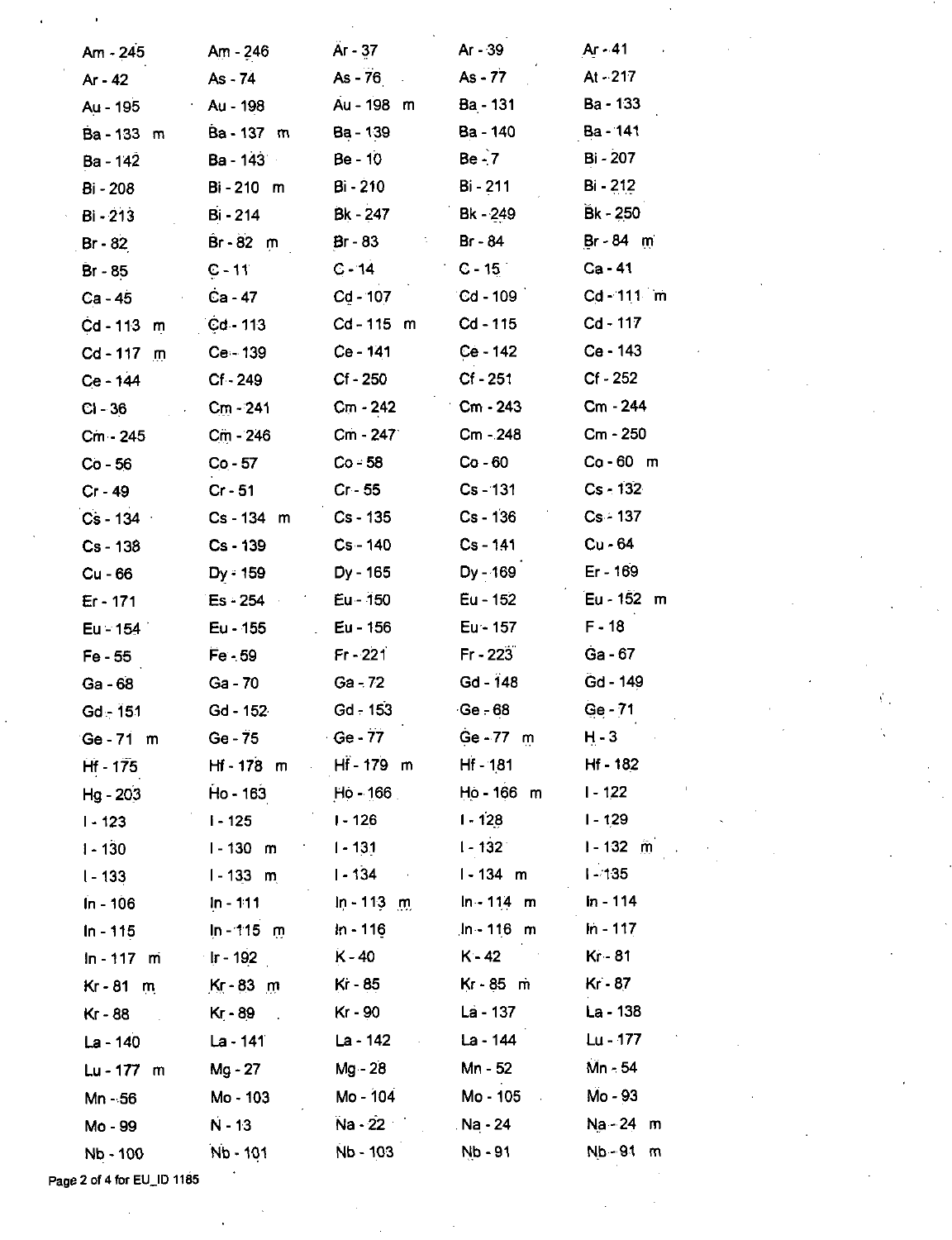| | | | | |
|---|---|---|---|---|
| Am - 245 | Am - 246 | Ar - 37 | Ar - 39 | Ar - 41 |
| Ar - 42 | As - 74 | As - 76 | As - 77 | At - 217 |
| Au - 195 | Au - 198 | Au - 198 m | Ba - 131 | Ba - 133 |
| Ba - 133 m | Ba - 137 m | Ba - 139 | Ba - 140 | Ba - 141 |
| Ba - 142 | Ba - 143 | Be - 10 | Be - 7 | Bi - 207 |
| Bi - 208 | Bi - 210 m | Bi - 210 | Bi - 211 | Bi - 212 |
| Bi - 213 | Bi - 214 | Bk - 247 | Bk - 249 | Bk - 250 |
| Br - 82 | Br - 82 m | Br - 83 | Br - 84 | Br - 84 m |
| Br - 85 | C - 11 | C - 14 | C - 15 | Ca - 41 |
| Ca - 45 | Ca - 47 | Cd - 107 | Cd - 109 | Cd - 111 m |
| Cd - 113 m | Cd - 113 | Cd - 115 m | Cd - 115 | Cd - 117 |
| Cd - 117 m | Ce - 139 | Ce - 141 | Ce - 142 | Ce - 143 |
| Ce - 144 | Cf - 249 | Cf - 250 | Cf - 251 | Cf - 252 |
| Cl - 36 | Cm - 241 | Cm - 242 | Cm - 243 | Cm - 244 |
| Cm - 245 | Cm - 246 | Cm - 247 | Cm - 248 | Cm - 250 |
| Co - 56 | Co - 57 | Co - 58 | Co - 60 | Co - 60 m |
| Cr - 49 | Cr - 51 | Cr - 55 | Cs - 131 | Cs - 132 |
| Cs - 134 | Cs - 134 m | Cs - 135 | Cs - 136 | Cs - 137 |
| Cs - 138 | Cs - 139 | Cs - 140 | Cs - 141 | Cu - 64 |
| Cu - 66 | Dy - 159 | Dy - 165 | Dy - 169 | Er - 169 |
| Er - 171 | Es - 254 | Eu - 150 | Eu - 152 | Eu - 152 m |
| Eu - 154 | Eu - 155 | Eu - 156 | Eu - 157 | F - 18 |
| Fe - 55 | Fe - 59 | Fr - 221 | Fr - 223 | Ga - 67 |
| Ga - 68 | Ga - 70 | Ga - 72 | Gd - 148 | Gd - 149 |
| Gd - 151 | Gd - 152 | Gd - 153 | Ge - 68 | Ge - 71 |
| Ge - 71 m | Ge - 75 | Ge - 77 | Ge - 77 m | H - 3 |
| Hf - 175 | Hf - 178 m | Hf - 179 m | Hf - 181 | Hf - 182 |
| Hg - 203 | Ho - 163 | Ho - 166 | Ho - 166 m | I - 122 |
| I - 123 | I - 125 | I - 126 | I - 128 | I - 129 |
| I - 130 | I - 130 m | I - 131 | I - 132 | I - 132 m |
| I - 133 | I - 133 m | I - 134 | I - 134 m | I - 135 |
| In - 106 | In - 111 | In - 113 m | In - 114 m | In - 114 |
| In - 115 | In - 115 m | In - 116 | In - 116 m | In - 117 |
| In - 117 m | Ir - 192 | K - 40 | K - 42 | Kr - 81 |
| Kr - 81 m | Kr - 83 m | Kr - 85 | Kr - 85 m | Kr - 87 |
| Kr - 88 | Kr - 89 | Kr - 90 | La - 137 | La - 138 |
| La - 140 | La - 141 | La - 142 | La - 144 | Lu - 177 |
| Lu - 177 m | Mg - 27 | Mg - 28 | Mn - 52 | Mn - 54 |
| Mn - 56 | Mo - 103 | Mo - 104 | Mo - 105 | Mo - 93 |
| Mo - 99 | N - 13 | Na - 22 | Na - 24 | Na - 24 m |
| Nb - 100 | Nb - 101 | Nb - 103 | Nb - 91 | Nb - 91 m |

Page 2 of 4 for EU_ID 1185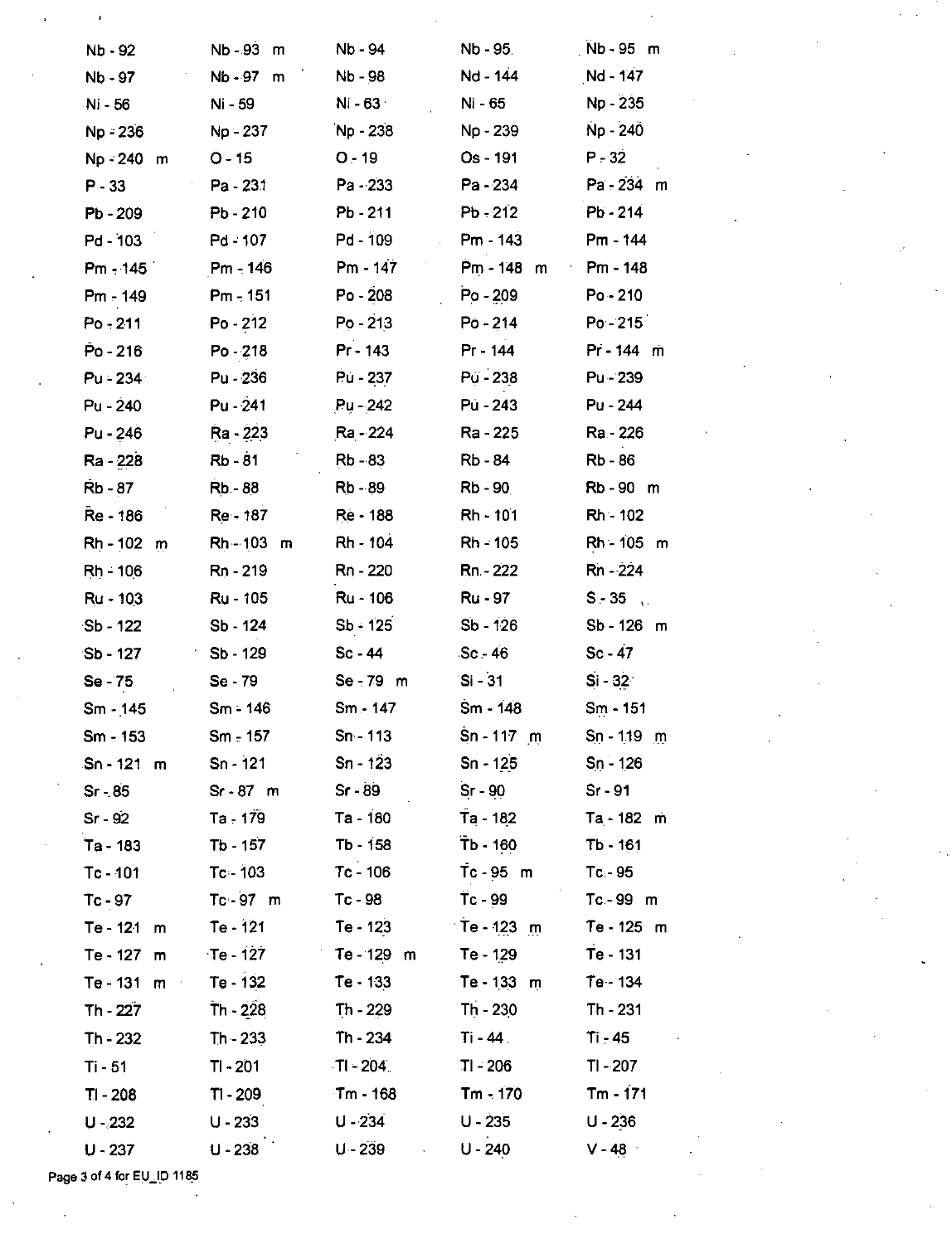| | | | | |
|---|---|---|---|---|
| Nb - 92 | Nb - 93 m | Nb - 94 | Nb - 95 | Nb - 95 m |
| Nb - 97 | Nb - 97 m | Nb - 98 | Nd - 144 | Nd - 147 |
| Ni - 56 | Ni - 59 | Ni - 63 | Ni - 65 | Np - 235 |
| Np - 236 | Np - 237 | Np - 238 | Np - 239 | Np - 240 |
| Np - 240 m | O - 15 | O - 19 | Os - 191 | P - 32 |
| P - 33 | Pa - 231 | Pa - 233 | Pa - 234 | Pa - 234 m |
| Pb - 209 | Pb - 210 | Pb - 211 | Pb - 212 | Pb - 214 |
| Pd - 103 | Pd - 107 | Pd - 109 | Pm - 143 | Pm - 144 |
| Pm - 145 | Pm - 146 | Pm - 147 | Pm - 148 m | Pm - 148 |
| Pm - 149 | Pm - 151 | Po - 208 | Po - 209 | Po - 210 |
| Po - 211 | Po - 212 | Po - 213 | Po - 214 | Po - 215 |
| Po - 216 | Po - 218 | Pr - 143 | Pr - 144 | Pr - 144 m |
| Pu - 234 | Pu - 236 | Pu - 237 | Pu - 238 | Pu - 239 |
| Pu - 240 | Pu - 241 | Pu - 242 | Pu - 243 | Pu - 244 |
| Pu - 246 | Ra - 223 | Ra - 224 | Ra - 225 | Ra - 226 |
| Ra - 228 | Rb - 81 | Rb - 83 | Rb - 84 | Rb - 86 |
| Rb - 87 | Rb - 88 | Rb - 89 | Rb - 90 | Rb - 90 m |
| Re - 186 | Re - 187 | Re - 188 | Rh - 101 | Rh - 102 |
| Rh - 102 m | Rh - 103 m | Rh - 104 | Rh - 105 | Rh - 105 m |
| Rh - 106 | Rn - 219 | Rn - 220 | Rn - 222 | Rn - 224 |
| Ru - 103 | Ru - 105 | Ru - 106 | Ru - 97 | S - 35 |
| Sb - 122 | Sb - 124 | Sb - 125 | Sb - 126 | Sb - 126 m |
| Sb - 127 | Sb - 129 | Sc - 44 | Sc - 46 | Sc - 47 |
| Se - 75 | Se - 79 | Se - 79 m | Si - 31 | Si - 32 |
| Sm - 145 | Sm - 146 | Sm - 147 | Sm - 148 | Sm - 151 |
| Sm - 153 | Sm - 157 | Sn - 113 | Sn - 117 m | Sn - 119 m |
| Sn - 121 m | Sn - 121 | Sn - 123 | Sn - 125 | Sn - 126 |
| Sr - 85 | Sr - 87 m | Sr - 89 | Sr - 90 | Sr - 91 |
| Sr - 92 | Ta - 179 | Ta - 180 | Ta - 182 | Ta - 182 m |
| Ta - 183 | Tb - 157 | Tb - 158 | Tb - 160 | Tb - 161 |
| Tc - 101 | Tc - 103 | Tc - 106 | Tc - 95 m | Tc - 95 |
| Tc - 97 | Tc - 97 m | Tc - 98 | Tc - 99 | Tc - 99 m |
| Te - 121 m | Te - 121 | Te - 123 | Te - 123 m | Te - 125 m |
| Te - 127 m | Te - 127 | Te - 129 m | Te - 129 | Te - 131 |
| Te - 131 m | Te - 132 | Te - 133 | Te - 133 m | Te - 134 |
| Th - 227 | Th - 228 | Th - 229 | Th - 230 | Th - 231 |
| Th - 232 | Th - 233 | Th - 234 | Ti - 44 | Ti - 45 |
| Ti - 51 | Tl - 201 | Tl - 204 | Tl - 206 | Tl - 207 |
| Tl - 208 | Tl - 209 | Tm - 168 | Tm - 170 | Tm - 171 |
| U - 232 | U - 233 | U - 234 | U - 235 | U - 236 |
| U - 237 | U - 238 | U - 239 | U - 240 | V - 48 |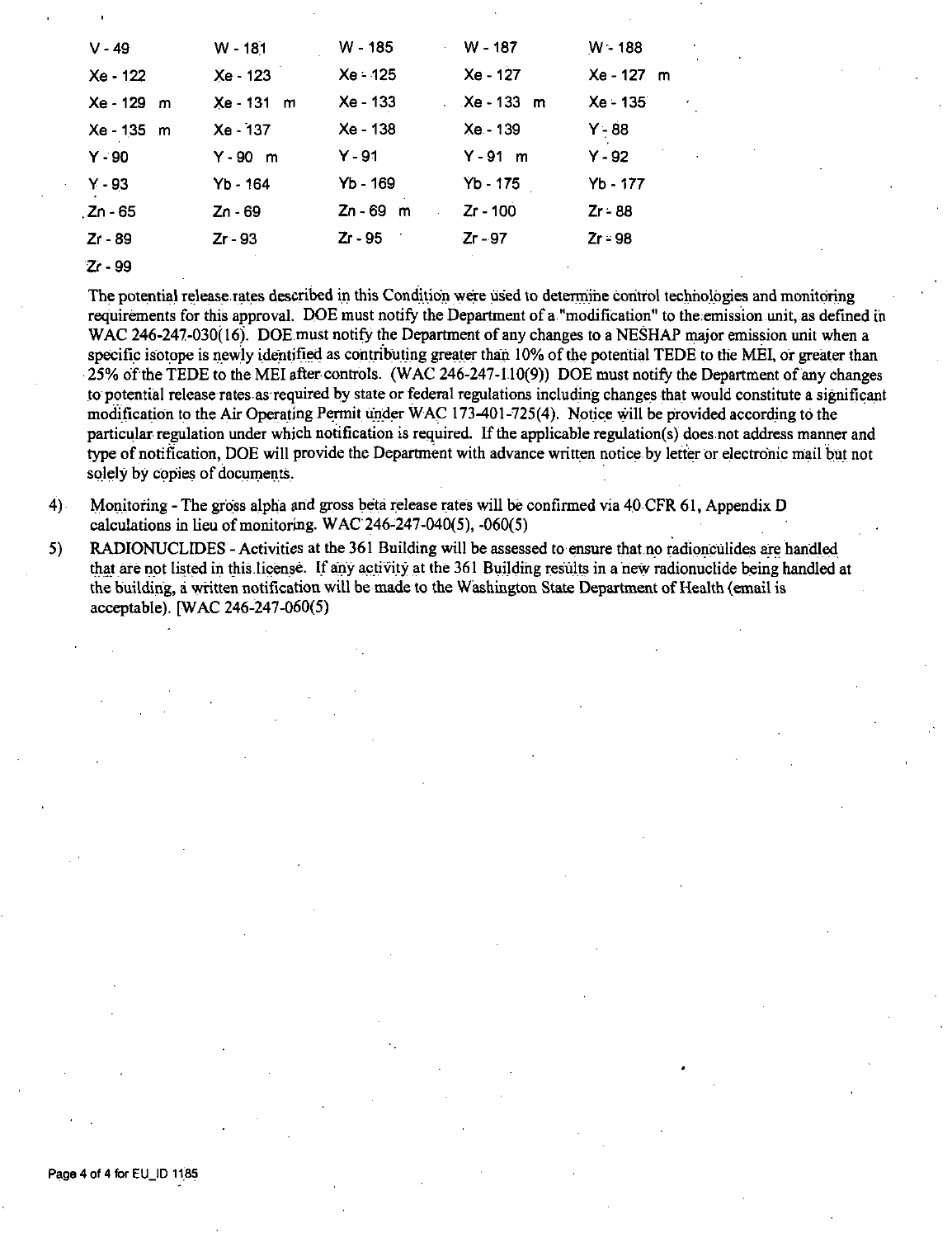| | | | | |
|---|---|---|---|---|
| V - 49 | W - 181 | W - 185 | W - 187 | W - 188 |
| Xe - 122 | Xe - 123 | Xe - 125 | Xe - 127 | Xe - 127 m |
| Xe - 129 m | Xe - 131 m | Xe - 133 | Xe - 133 m | Xe - 135 |
| Xe - 135 m | Xe - 137 | Xe - 138 | Xe - 139 | Y - 88 |
| Y - 90 | Y - 90 m | Y - 91 | Y - 91 m | Y - 92 |
| Y - 93 | Yb - 164 | Yb - 169 | Yb - 175 | Yb - 177 |
| Zn - 65 | Zn - 69 | Zn - 69 m | Zr - 100 | Zr - 88 |
| Zr - 89 | Zr - 93 | Zr - 95 | Zr - 97 | Zr - 98 |
| Zr - 99 | | | | |

The potential release rates described in this Condition were used to determine control technologies and monitoring requirements for this approval. DOE must notify the Department of a "modification" to the emission unit, as defined in WAC 246-247-030(16). DOE must notify the Department of any changes to a NESHAP major emission unit when a specific isotope is newly identified as contributing greater than 10% of the potential TEDE to the MEI, or greater than 25% of the TEDE to the MEI after controls. (WAC 246-247-110(9)) DOE must notify the Department of any changes to potential release rates as required by state or federal regulations including changes that would constitute a significant modification to the Air Operating Permit under WAC 173-401-725(4). Notice will be provided according to the particular regulation under which notification is required. If the applicable regulation(s) does not address manner and type of notification, DOE will provide the Department with advance written notice by letter or electronic mail but not solely by copies of documents.

4) Monitoring - The gross alpha and gross beta release rates will be confirmed via 40 CFR 61, Appendix D calculations in lieu of monitoring. WAC 246-247-040(5), -060(5)

5) RADIONUCLIDES - Activities at the 361 Building will be assessed to ensure that no radionculides are handled that are not listed in this license. If any activity at the 361 Building results in a new radionuclide being handled at the building, a written notification will be made to the Washington State Department of Health (email is acceptable). [WAC 246-247-060(5)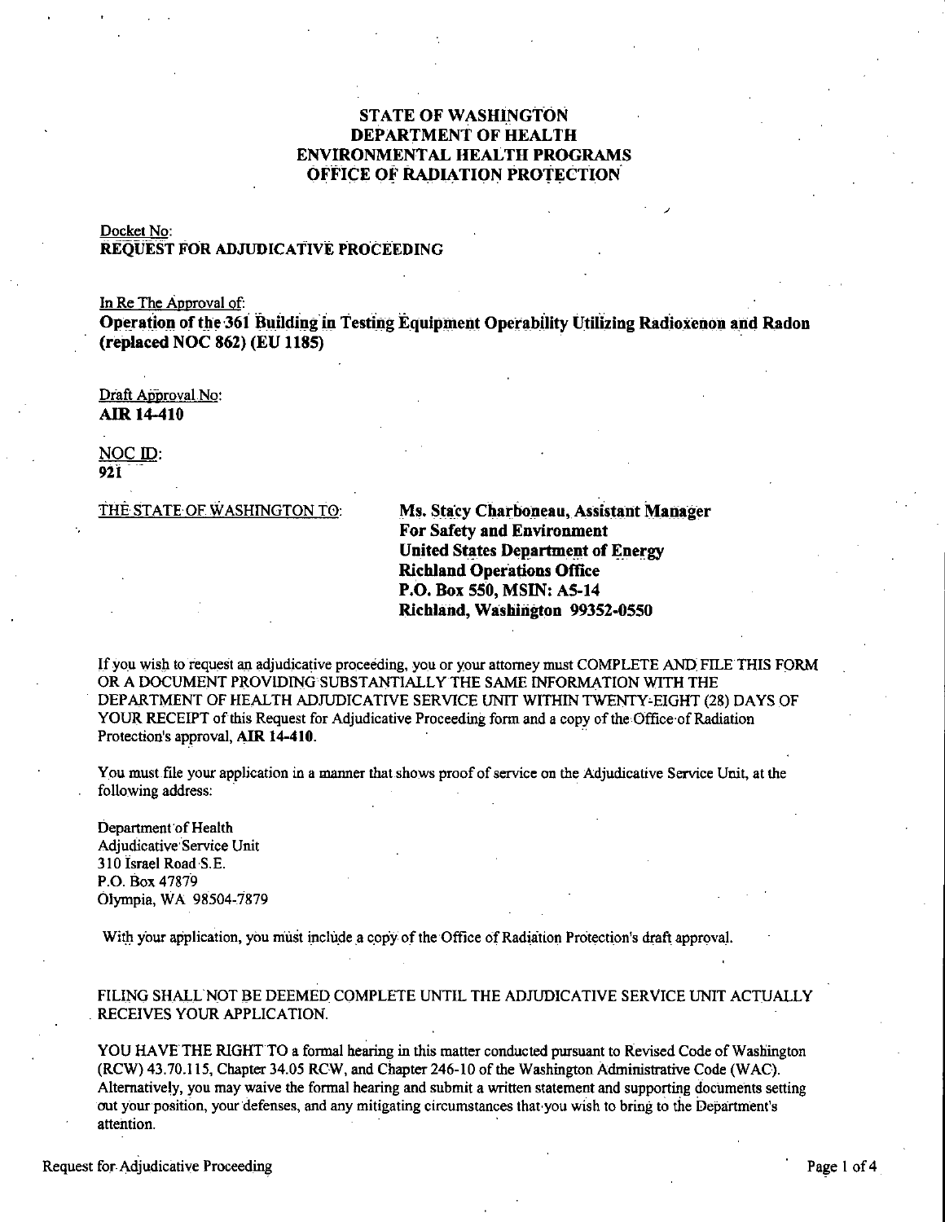**STATE OF WASHINGTON**
**DEPARTMENT OF HEALTH**
**ENVIRONMENTAL HEALTH PROGRAMS**
**OFFICE OF RADIATION PROTECTION**

Docket No:
**REQUEST FOR ADJUDICATIVE PROCEEDING**

In Re The Approval of:
**Operation of the 361 Building in Testing Equipment Operability Utilizing Radioxenon and Radon (replaced NOC 862) (EU 1185)**

Draft Approval No:
**AIR 14-410**

NOC ID:
**921**

THE STATE OF WASHINGTON TO:

**Ms. Stacy Charboneau, Assistant Manager**
**For Safety and Environment**
**United States Department of Energy**
**Richland Operations Office**
**P.O. Box 550, MSIN: A5-14**
**Richland, Washington 99352-0550**

If you wish to request an adjudicative proceeding, you or your attorney must COMPLETE AND FILE THIS FORM OR A DOCUMENT PROVIDING SUBSTANTIALLY THE SAME INFORMATION WITH THE DEPARTMENT OF HEALTH ADJUDICATIVE SERVICE UNIT WITHIN TWENTY-EIGHT (28) DAYS OF YOUR RECEIPT of this Request for Adjudicative Proceeding form and a copy of the Office of Radiation Protection's approval, **AIR 14-410**.

You must file your application in a manner that shows proof of service on the Adjudicative Service Unit, at the following address:

Department of Health
Adjudicative Service Unit
310 Israel Road S.E.
P.O. Box 47879
Olympia, WA 98504-7879

With your application, you must include a copy of the Office of Radiation Protection's draft approval.

FILING SHALL NOT BE DEEMED COMPLETE UNTIL THE ADJUDICATIVE SERVICE UNIT ACTUALLY RECEIVES YOUR APPLICATION.

YOU HAVE THE RIGHT TO a formal hearing in this matter conducted pursuant to Revised Code of Washington (RCW) 43.70.115, Chapter 34.05 RCW, and Chapter 246-10 of the Washington Administrative Code (WAC). Alternatively, you may waive the formal hearing and submit a written statement and supporting documents setting out your position, your defenses, and any mitigating circumstances that you wish to bring to the Department's attention.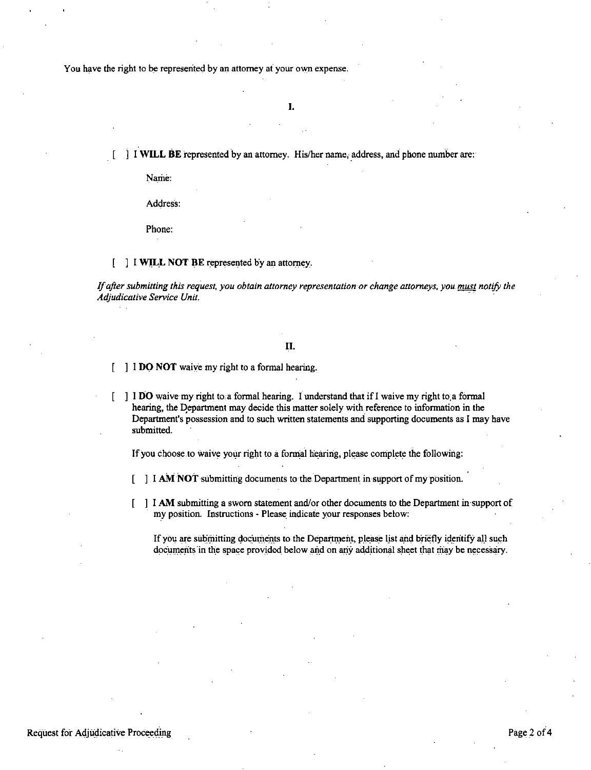You have the right to be represented by an attorney at your own expense.

## I.

[ ] I **WILL BE** represented by an attorney. His/her name, address, and phone number are:

Name:

Address:

Phone:

[ ] I **WILL NOT BE** represented by an attorney.

*If after submitting this request, you obtain attorney representation or change attorneys, you must notify the Adjudicative Service Unit.*

## II.

[ ] I **DO NOT** waive my right to a formal hearing.

[ ] I **DO** waive my right to a formal hearing. I understand that if I waive my right to a formal hearing, the Department may decide this matter solely with reference to information in the Department's possession and to such written statements and supporting documents as I may have submitted.

If you choose to waive your right to a formal hearing, please complete the following:

[ ] I **AM NOT** submitting documents to the Department in support of my position.

[ ] I **AM** submitting a sworn statement and/or other documents to the Department in support of my position. Instructions - Please indicate your responses below:

If you are submitting documents to the Department, please list and briefly identify all such documents in the space provided below and on any additional sheet that may be necessary.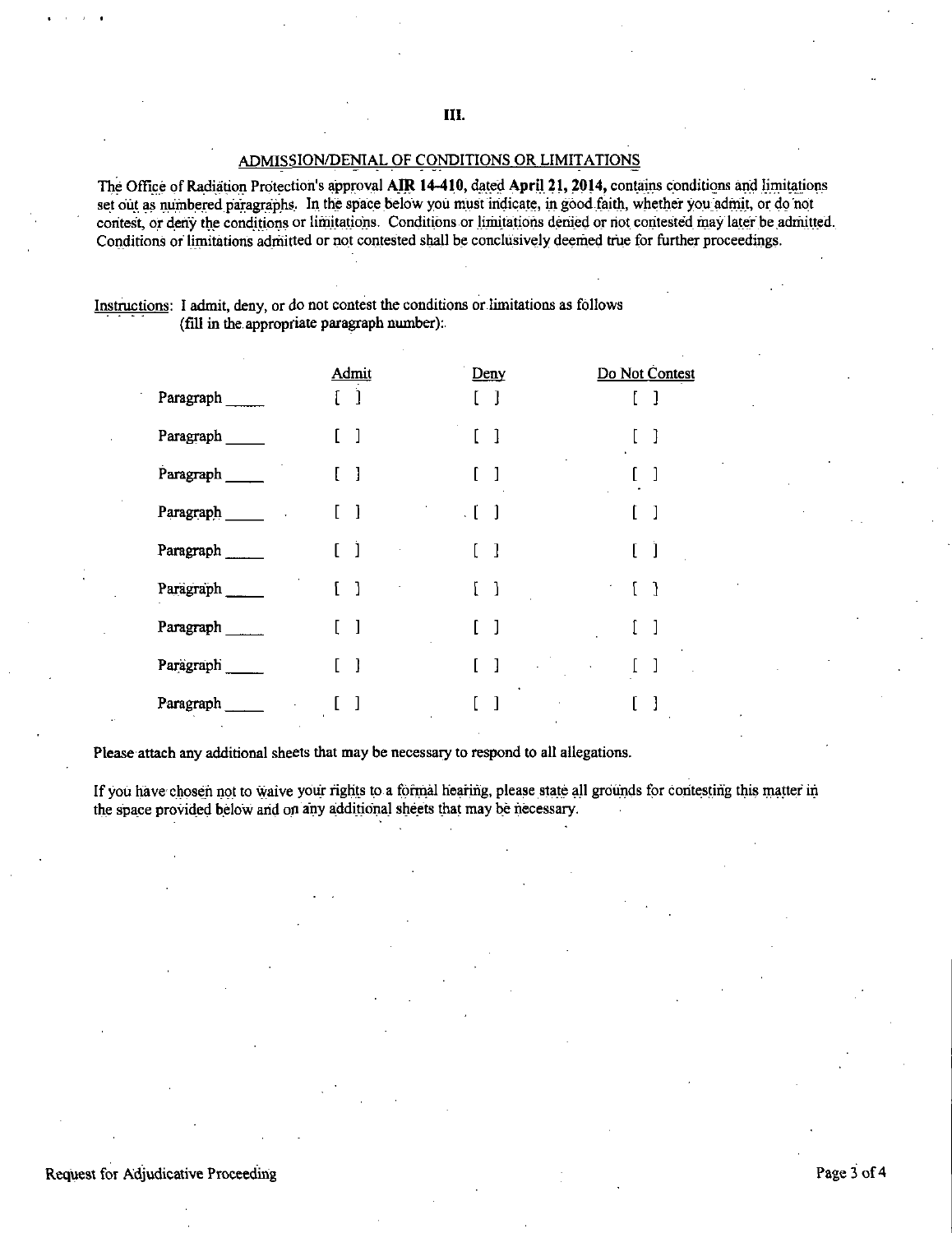# III.

## ADMISSION/DENIAL OF CONDITIONS OR LIMITATIONS

The Office of Radiation Protection's approval **AIR 14-410**, dated **April 21, 2014,** contains conditions and limitations set out as numbered paragraphs. In the space below you must indicate, in good faith, whether you admit, or do not contest, or deny the conditions or limitations. Conditions or limitations denied or not contested may later be admitted. Conditions or limitations admitted or not contested shall be conclusively deemed true for further proceedings.

Instructions: I admit, deny, or do not contest the conditions or limitations as follows (fill in the appropriate paragraph number):

| | Admit | Deny | Do Not Contest |
|---|---|---|---|
| Paragraph _____ | [ ] | [ ] | [ ] |
| Paragraph _____ | [ ] | [ ] | [ ] |
| Paragraph _____ | [ ] | [ ] | [ ] |
| Paragraph _____ | [ ] | [ ] | [ ] |
| Paragraph _____ | [ ] | [ ] | [ ] |
| Paragraph _____ | [ ] | [ ] | [ ] |
| Paragraph _____ | [ ] | [ ] | [ ] |
| Paragraph _____ | [ ] | [ ] | [ ] |
| Paragraph _____ | [ ] | [ ] | [ ] |

Please attach any additional sheets that may be necessary to respond to all allegations.

If you have chosen not to waive your rights to a formal hearing, please state all grounds for contesting this matter in the space provided below and on any additional sheets that may be necessary.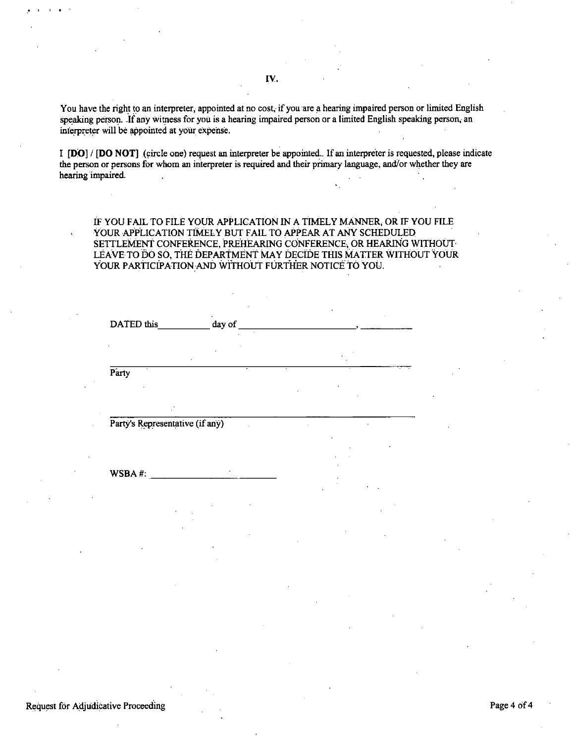## IV.

You have the right to an interpreter, appointed at no cost, if you are a hearing impaired person or limited English speaking person. If any witness for you is a hearing impaired person or a limited English speaking person, an interpreter will be appointed at your expense.

I **[DO]** / **[DO NOT]** (circle one) request an interpreter be appointed.. If an interpreter is requested, please indicate the person or persons for whom an interpreter is required and their primary language, and/or whether they are hearing impaired.

IF YOU FAIL TO FILE YOUR APPLICATION IN A TIMELY MANNER, OR IF YOU FILE YOUR APPLICATION TIMELY BUT FAIL TO APPEAR AT ANY SCHEDULED SETTLEMENT CONFERENCE, PREHEARING CONFERENCE, OR HEARING WITHOUT LEAVE TO DO SO, THE DEPARTMENT MAY DECIDE THIS MATTER WITHOUT YOUR YOUR PARTICIPATION AND WITHOUT FURTHER NOTICE TO YOU.

DATED this __________ day of ______________________, __________

______________________________________________________
Party

______________________________________________________
Party's Representative (if any)

WSBA #: ________________________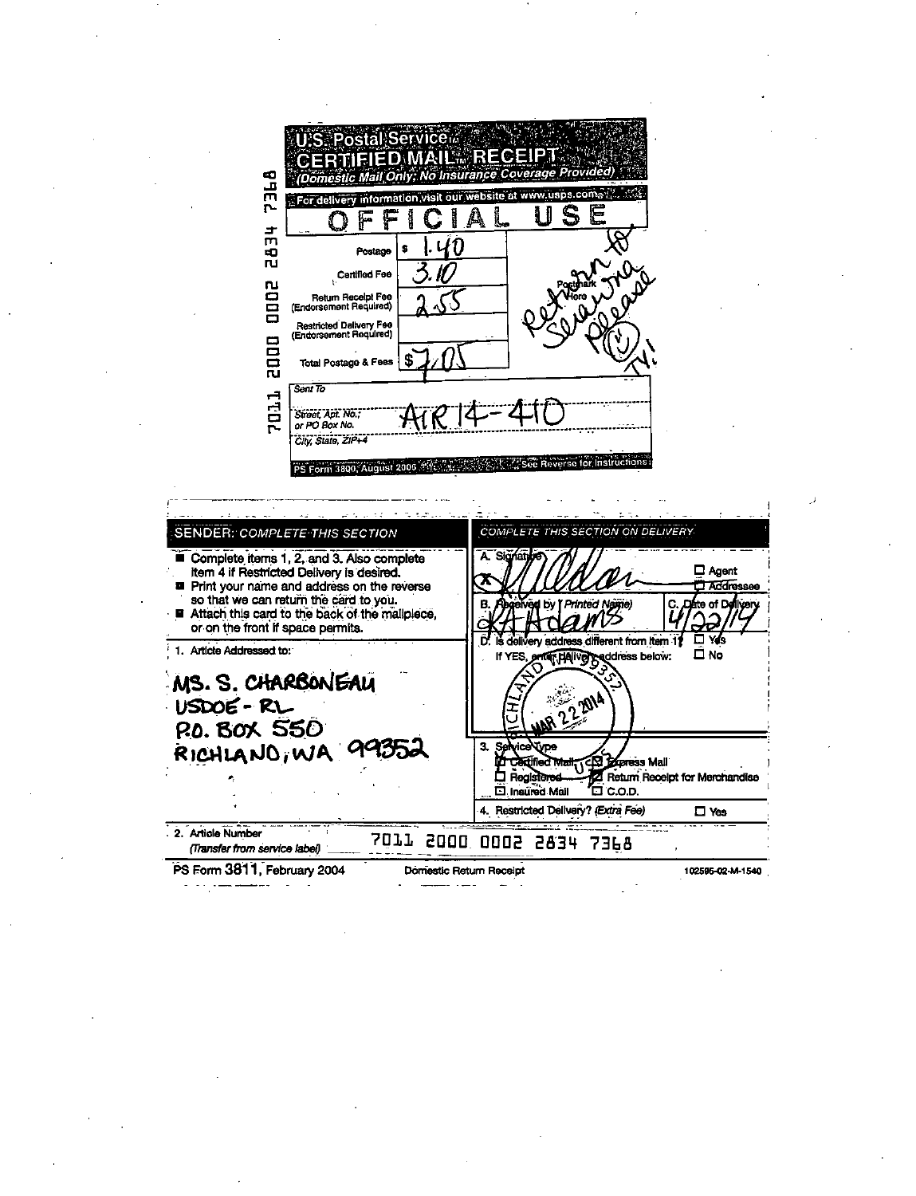U.S. Postal Service™
CERTIFIED MAIL™ RECEIPT
*(Domestic Mail Only; No Insurance Coverage Provided)*

For delivery information visit our website at www.usps.com®

OFFICIAL USE

7011 2000 0002 2834 7368

| | |
|---|---|
| Postage | $ 1.40 |
| Certified Fee | 3.10 |
| Return Receipt Fee (Endorsement Required) | 2.55 |
| Restricted Delivery Fee (Endorsement Required) | |
| Total Postage & Fees | $ 7.05 |

Postmark Here

Return to Sherianna Please ☺ TY!

Sent To

Street, Apt. No.; or PO Box No. AIR 14-410

City, State, ZIP+4

PS Form 3800, August 2006 — See Reverse for Instructions

---

**SENDER: COMPLETE THIS SECTION**

- Complete items 1, 2, and 3. Also complete item 4 if Restricted Delivery is desired.
- Print your name and address on the reverse so that we can return the card to you.
- Attach this card to the back of the mailpiece, or on the front if space permits.

1. Article Addressed to:

MS. S. CHARBONEAU
USDOE - RL
P.O. BOX 550
RICHLAND, WA 99352

**COMPLETE THIS SECTION ON DELIVERY**

A. Signature ☐ Agent ☐ Addressee

B. Received by (Printed Name) K A Adams

C. Date of Delivery 4/22/14

D. Is delivery address different from item 1? ☐ Yes
If YES, enter delivery address below: ☐ No

RICHLAND WA 99352 MAR 22 2014

3. Service Type
☑ Certified Mail ☐ Express Mail
☐ Registered ☑ Return Receipt for Merchandise
☐ Insured Mail ☐ C.O.D.

4. Restricted Delivery? (Extra Fee) ☐ Yes

2. Article Number (Transfer from service label) 7011 2000 0002 2834 7368

PS Form 3811, February 2004 — Domestic Return Receipt — 102595-02-M-1540